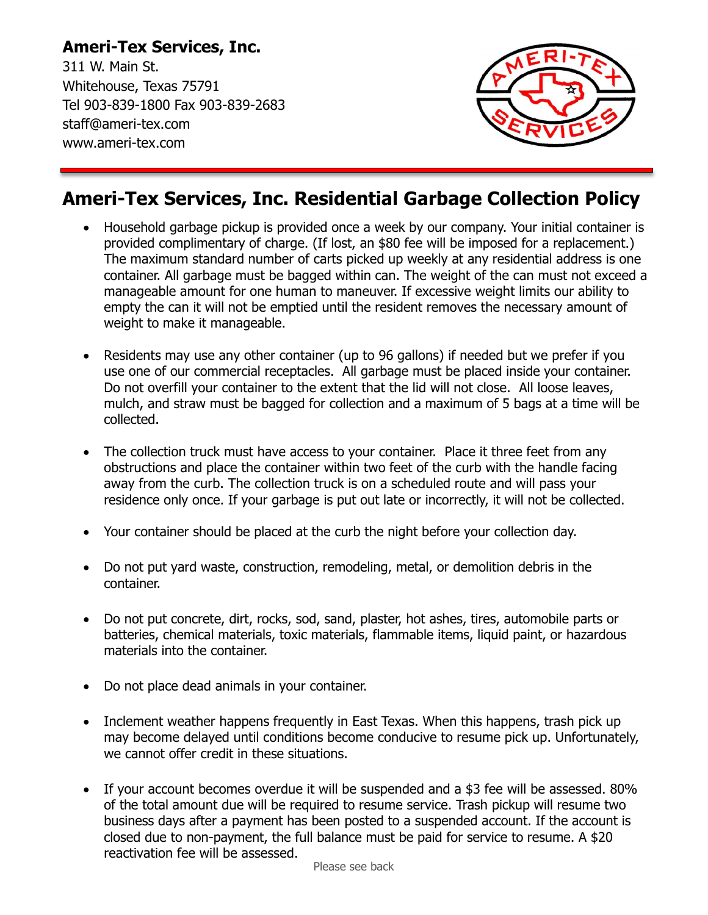**Ameri-Tex Services, Inc.**
311 W. Main St.
Whitehouse, Texas 75791
Tel 903-839-1800 Fax 903-839-2683
staff@ameri-tex.com
www.ameri-tex.com

# Ameri-Tex Services, Inc. Residential Garbage Collection Policy

- Household garbage pickup is provided once a week by our company. Your initial container is provided complimentary of charge. (If lost, an $80 fee will be imposed for a replacement.) The maximum standard number of carts picked up weekly at any residential address is one container. All garbage must be bagged within can. The weight of the can must not exceed a manageable amount for one human to maneuver. If excessive weight limits our ability to empty the can it will not be emptied until the resident removes the necessary amount of weight to make it manageable.

- Residents may use any other container (up to 96 gallons) if needed but we prefer if you use one of our commercial receptacles. All garbage must be placed inside your container. Do not overfill your container to the extent that the lid will not close. All loose leaves, mulch, and straw must be bagged for collection and a maximum of 5 bags at a time will be collected.

- The collection truck must have access to your container. Place it three feet from any obstructions and place the container within two feet of the curb with the handle facing away from the curb. The collection truck is on a scheduled route and will pass your residence only once. If your garbage is put out late or incorrectly, it will not be collected.

- Your container should be placed at the curb the night before your collection day.

- Do not put yard waste, construction, remodeling, metal, or demolition debris in the container.

- Do not put concrete, dirt, rocks, sod, sand, plaster, hot ashes, tires, automobile parts or batteries, chemical materials, toxic materials, flammable items, liquid paint, or hazardous materials into the container.

- Do not place dead animals in your container.

- Inclement weather happens frequently in East Texas. When this happens, trash pick up may become delayed until conditions become conducive to resume pick up. Unfortunately, we cannot offer credit in these situations.

- If your account becomes overdue it will be suspended and a $3 fee will be assessed. 80% of the total amount due will be required to resume service. Trash pickup will resume two business days after a payment has been posted to a suspended account. If the account is closed due to non-payment, the full balance must be paid for service to resume. A $20 reactivation fee will be assessed.

Please see back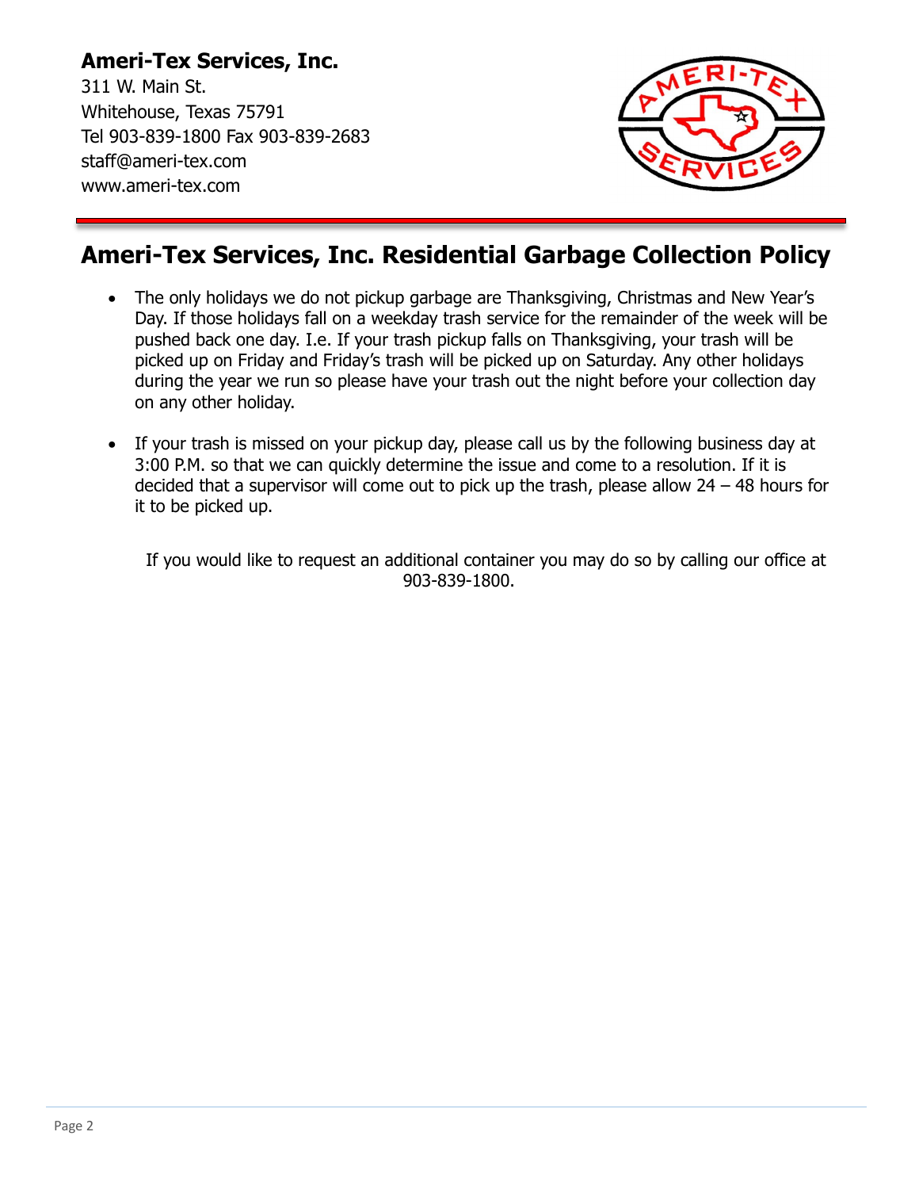**Ameri-Tex Services, Inc.**
311 W. Main St.
Whitehouse, Texas 75791
Tel 903-839-1800 Fax 903-839-2683
staff@ameri-tex.com
www.ameri-tex.com

# Ameri-Tex Services, Inc. Residential Garbage Collection Policy

- The only holidays we do not pickup garbage are Thanksgiving, Christmas and New Year's Day. If those holidays fall on a weekday trash service for the remainder of the week will be pushed back one day. I.e. If your trash pickup falls on Thanksgiving, your trash will be picked up on Friday and Friday's trash will be picked up on Saturday. Any other holidays during the year we run so please have your trash out the night before your collection day on any other holiday.

- If your trash is missed on your pickup day, please call us by the following business day at 3:00 P.M. so that we can quickly determine the issue and come to a resolution. If it is decided that a supervisor will come out to pick up the trash, please allow 24 – 48 hours for it to be picked up.

If you would like to request an additional container you may do so by calling our office at 903-839-1800.